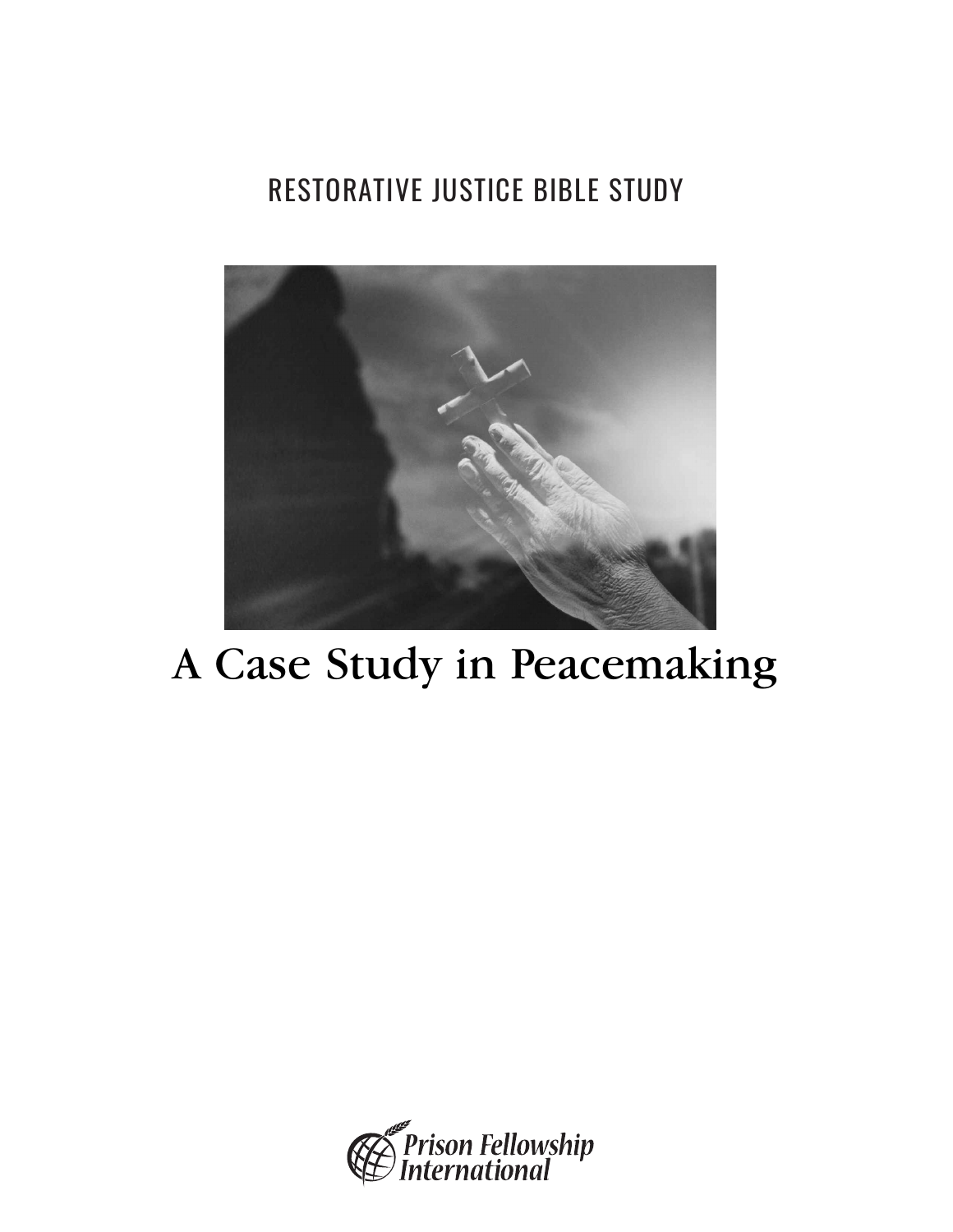RESTORATIVE JUSTICE BIBLE STUDY

# A Case Study in Peacemaking

Prison Fellowship International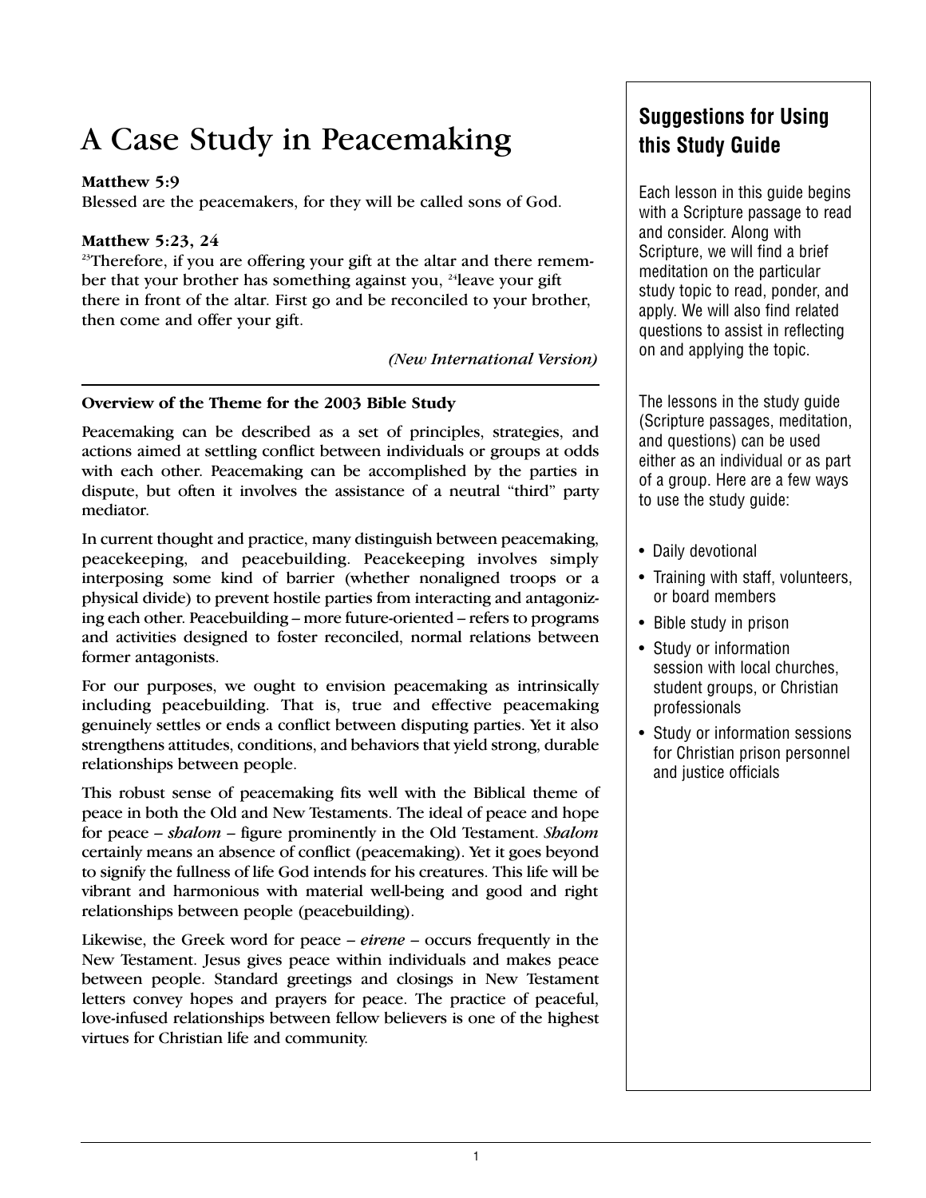# A Case Study in Peacemaking

**Matthew 5:9**
Blessed are the peacemakers, for they will be called sons of God.

**Matthew 5:23, 24**
[23]Therefore, if you are offering your gift at the altar and there remember that your brother has something against you, [24]leave your gift there in front of the altar. First go and be reconciled to your brother, then come and offer your gift.

*(New International Version)*

---

**Overview of the Theme for the 2003 Bible Study**

Peacemaking can be described as a set of principles, strategies, and actions aimed at settling conflict between individuals or groups at odds with each other. Peacemaking can be accomplished by the parties in dispute, but often it involves the assistance of a neutral "third" party mediator.

In current thought and practice, many distinguish between peacemaking, peacekeeping, and peacebuilding. Peacekeeping involves simply interposing some kind of barrier (whether nonaligned troops or a physical divide) to prevent hostile parties from interacting and antagonizing each other. Peacebuilding – more future-oriented – refers to programs and activities designed to foster reconciled, normal relations between former antagonists.

For our purposes, we ought to envision peacemaking as intrinsically including peacebuilding. That is, true and effective peacemaking genuinely settles or ends a conflict between disputing parties. Yet it also strengthens attitudes, conditions, and behaviors that yield strong, durable relationships between people.

This robust sense of peacemaking fits well with the Biblical theme of peace in both the Old and New Testaments. The ideal of peace and hope for peace – ***shalom*** – figure prominently in the Old Testament. ***Shalom*** certainly means an absence of conflict (peacemaking). Yet it goes beyond to signify the fullness of life God intends for his creatures. This life will be vibrant and harmonious with material well-being and good and right relationships between people (peacebuilding).

Likewise, the Greek word for peace – *eirene* – occurs frequently in the New Testament. Jesus gives peace within individuals and makes peace between people. Standard greetings and closings in New Testament letters convey hopes and prayers for peace. The practice of peaceful, love-infused relationships between fellow believers is one of the highest virtues for Christian life and community.

## Suggestions for Using this Study Guide

Each lesson in this guide begins with a Scripture passage to read and consider. Along with Scripture, we will find a brief meditation on the particular study topic to read, ponder, and apply. We will also find related questions to assist in reflecting on and applying the topic.

The lessons in the study guide (Scripture passages, meditation, and questions) can be used either as an individual or as part of a group. Here are a few ways to use the study guide:

- Daily devotional
- Training with staff, volunteers, or board members
- Bible study in prison
- Study or information session with local churches, student groups, or Christian professionals
- Study or information sessions for Christian prison personnel and justice officials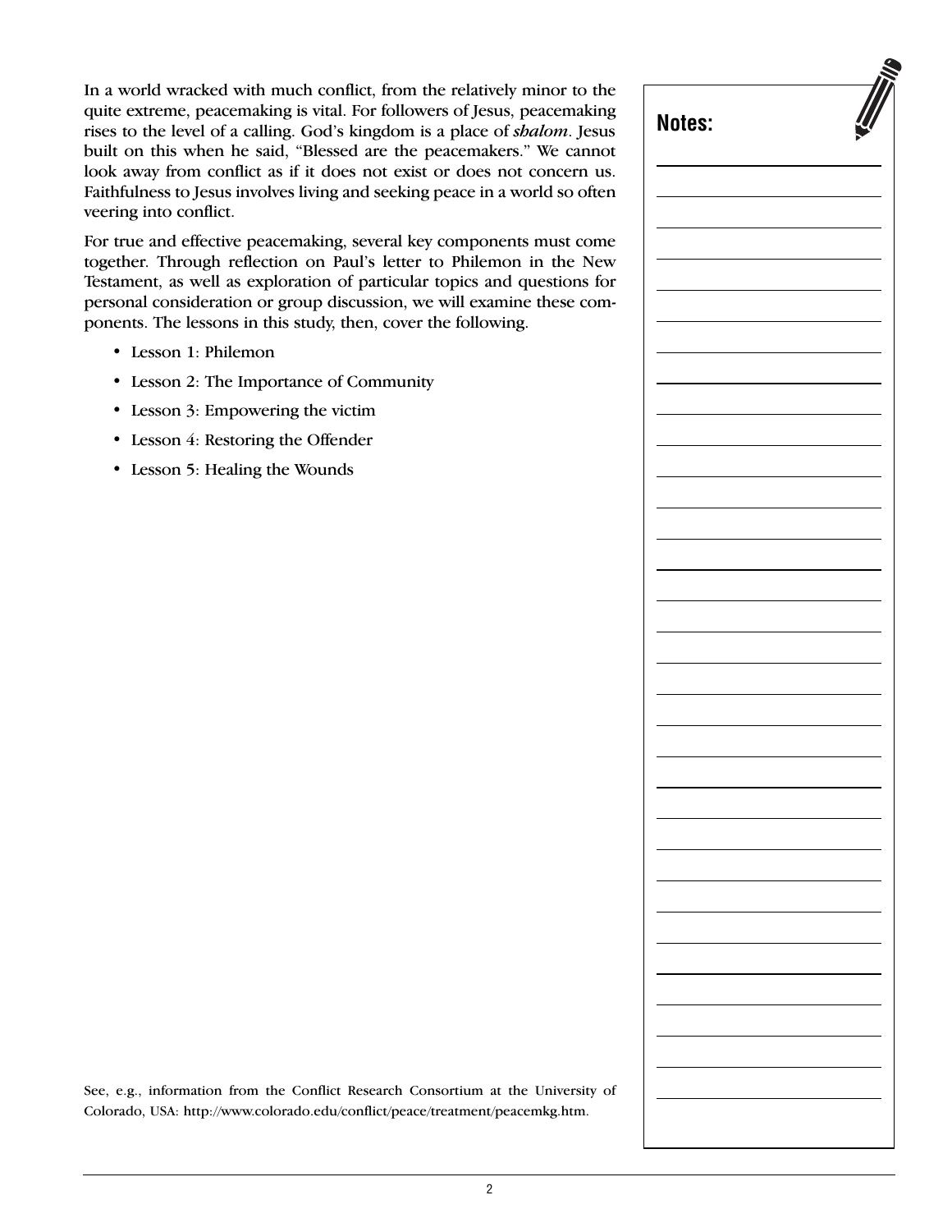In a world wracked with much conflict, from the relatively minor to the quite extreme, peacemaking is vital. For followers of Jesus, peacemaking rises to the level of a calling. God's kingdom is a place of ***shalom***. Jesus built on this when he said, "Blessed are the peacemakers." We cannot look away from conflict as if it does not exist or does not concern us. Faithfulness to Jesus involves living and seeking peace in a world so often veering into conflict.

For true and effective peacemaking, several key components must come together. Through reflection on Paul's letter to Philemon in the New Testament, as well as exploration of particular topics and questions for personal consideration or group discussion, we will examine these components. The lessons in this study, then, cover the following.

- Lesson 1: Philemon
- Lesson 2: The Importance of Community
- Lesson 3: Empowering the victim
- Lesson 4: Restoring the Offender
- Lesson 5: Healing the Wounds

See, e.g., information from the Conflict Research Consortium at the University of Colorado, USA: http://www.colorado.edu/conflict/peace/treatment/peacemkg.htm.

**Notes:**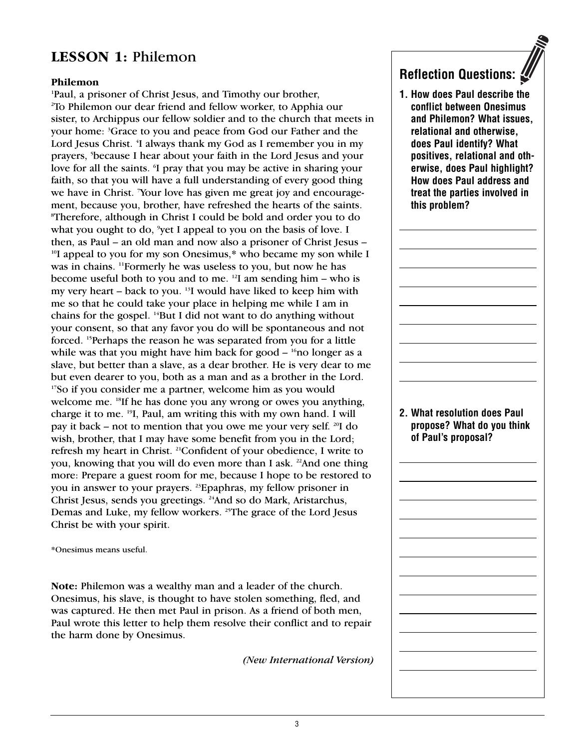# LESSON 1: Philemon

**Philemon**

[1]Paul, a prisoner of Christ Jesus, and Timothy our brother,
[2]To Philemon our dear friend and fellow worker, to Apphia our sister, to Archippus our fellow soldier and to the church that meets in your home: [3]Grace to you and peace from God our Father and the Lord Jesus Christ. [4]I always thank my God as I remember you in my prayers, [5]because I hear about your faith in the Lord Jesus and your love for all the saints. [6]I pray that you may be active in sharing your faith, so that you will have a full understanding of every good thing we have in Christ. [7]Your love has given me great joy and encouragement, because you, brother, have refreshed the hearts of the saints. [8]Therefore, although in Christ I could be bold and order you to do what you ought to do, [9]yet I appeal to you on the basis of love. I then, as Paul – an old man and now also a prisoner of Christ Jesus – [10]I appeal to you for my son Onesimus,* who became my son while I was in chains. [11]Formerly he was useless to you, but now he has become useful both to you and to me. [12]I am sending him – who is my very heart – back to you. [13]I would have liked to keep him with me so that he could take your place in helping me while I am in chains for the gospel. [14]But I did not want to do anything without your consent, so that any favor you do will be spontaneous and not forced. [15]Perhaps the reason he was separated from you for a little while was that you might have him back for good – [16]no longer as a slave, but better than a slave, as a dear brother. He is very dear to me but even dearer to you, both as a man and as a brother in the Lord. [17]So if you consider me a partner, welcome him as you would welcome me. [18]If he has done you any wrong or owes you anything, charge it to me. [19]I, Paul, am writing this with my own hand. I will pay it back – not to mention that you owe me your very self. [20]I do wish, brother, that I may have some benefit from you in the Lord; refresh my heart in Christ. [21]Confident of your obedience, I write to you, knowing that you will do even more than I ask. [22]And one thing more: Prepare a guest room for me, because I hope to be restored to you in answer to your prayers. [23]Epaphras, my fellow prisoner in Christ Jesus, sends you greetings. [24]And so do Mark, Aristarchus, Demas and Luke, my fellow workers. [25]The grace of the Lord Jesus Christ be with your spirit.

*Onesimus means useful.

**Note:** Philemon was a wealthy man and a leader of the church. Onesimus, his slave, is thought to have stolen something, fled, and was captured. He then met Paul in prison. As a friend of both men, Paul wrote this letter to help them resolve their conflict and to repair the harm done by Onesimus.

*(New International Version)*

## Reflection Questions:

**1. How does Paul describe the conflict between Onesimus and Philemon? What issues, relational and otherwise, does Paul identify? What positives, relational and otherwise, does Paul highlight? How does Paul address and treat the parties involved in this problem?**

**2. What resolution does Paul propose? What do you think of Paul's proposal?**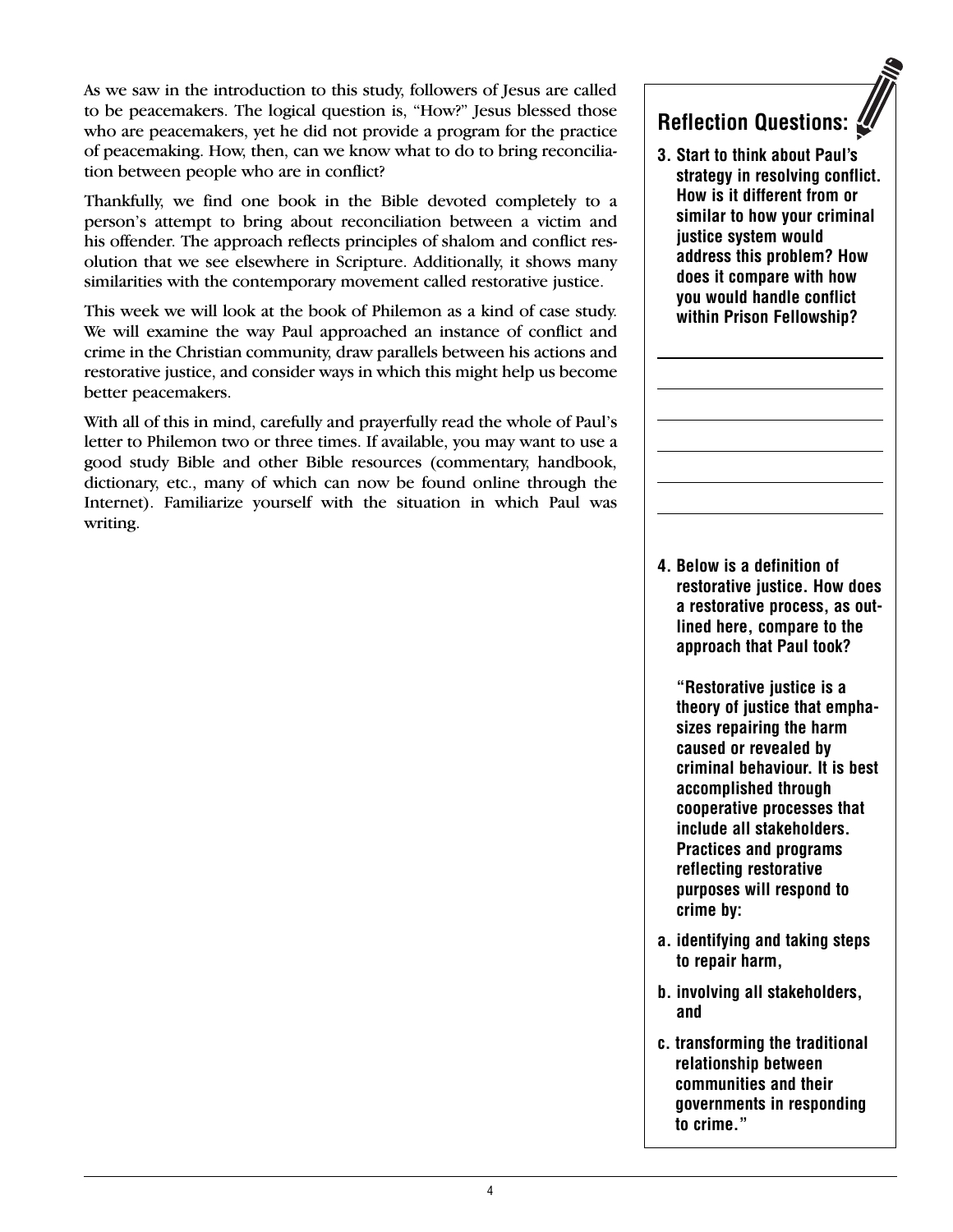As we saw in the introduction to this study, followers of Jesus are called to be peacemakers. The logical question is, "How?" Jesus blessed those who are peacemakers, yet he did not provide a program for the practice of peacemaking. How, then, can we know what to do to bring reconciliation between people who are in conflict?

Thankfully, we find one book in the Bible devoted completely to a person's attempt to bring about reconciliation between a victim and his offender. The approach reflects principles of shalom and conflict resolution that we see elsewhere in Scripture. Additionally, it shows many similarities with the contemporary movement called restorative justice.

This week we will look at the book of Philemon as a kind of case study. We will examine the way Paul approached an instance of conflict and crime in the Christian community, draw parallels between his actions and restorative justice, and consider ways in which this might help us become better peacemakers.

With all of this in mind, carefully and prayerfully read the whole of Paul's letter to Philemon two or three times. If available, you may want to use a good study Bible and other Bible resources (commentary, handbook, dictionary, etc., many of which can now be found online through the Internet). Familiarize yourself with the situation in which Paul was writing.

## Reflection Questions:

**3. Start to think about Paul's strategy in resolving conflict. How is it different from or similar to how your criminal justice system would address this problem? How does it compare with how you would handle conflict within Prison Fellowship?**

______________________

______________________

______________________

______________________

______________________

______________________

**4. Below is a definition of restorative justice. How does a restorative process, as outlined here, compare to the approach that Paul took?**

**"Restorative justice is a theory of justice that emphasizes repairing the harm caused or revealed by criminal behaviour. It is best accomplished through cooperative processes that include all stakeholders. Practices and programs reflecting restorative purposes will respond to crime by:**

**a. identifying and taking steps to repair harm,**

**b. involving all stakeholders, and**

**c. transforming the traditional relationship between communities and their governments in responding to crime."**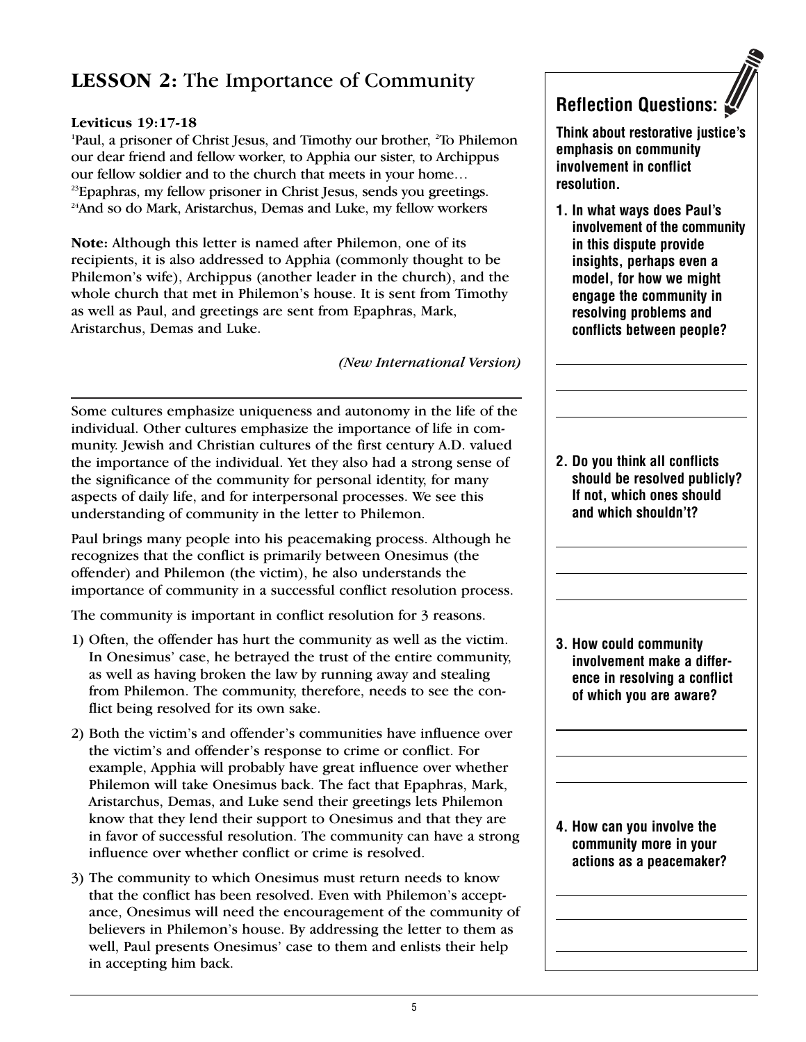## LESSON 2: The Importance of Community

**Leviticus 19:17-18**

[1]Paul, a prisoner of Christ Jesus, and Timothy our brother, [2]To Philemon our dear friend and fellow worker, to Apphia our sister, to Archippus our fellow soldier and to the church that meets in your home… [23]Epaphras, my fellow prisoner in Christ Jesus, sends you greetings. [24]And so do Mark, Aristarchus, Demas and Luke, my fellow workers

**Note:** Although this letter is named after Philemon, one of its recipients, it is also addressed to Apphia (commonly thought to be Philemon's wife), Archippus (another leader in the church), and the whole church that met in Philemon's house. It is sent from Timothy as well as Paul, and greetings are sent from Epaphras, Mark, Aristarchus, Demas and Luke.

*(New International Version)*

---

Some cultures emphasize uniqueness and autonomy in the life of the individual. Other cultures emphasize the importance of life in community. Jewish and Christian cultures of the first century A.D. valued the importance of the individual. Yet they also had a strong sense of the significance of the community for personal identity, for many aspects of daily life, and for interpersonal processes. We see this understanding of community in the letter to Philemon.

Paul brings many people into his peacemaking process. Although he recognizes that the conflict is primarily between Onesimus (the offender) and Philemon (the victim), he also understands the importance of community in a successful conflict resolution process.

The community is important in conflict resolution for 3 reasons.

1) Often, the offender has hurt the community as well as the victim. In Onesimus' case, he betrayed the trust of the entire community, as well as having broken the law by running away and stealing from Philemon. The community, therefore, needs to see the conflict being resolved for its own sake.

2) Both the victim's and offender's communities have influence over the victim's and offender's response to crime or conflict. For example, Apphia will probably have great influence over whether Philemon will take Onesimus back. The fact that Epaphras, Mark, Aristarchus, Demas, and Luke send their greetings lets Philemon know that they lend their support to Onesimus and that they are in favor of successful resolution. The community can have a strong influence over whether conflict or crime is resolved.

3) The community to which Onesimus must return needs to know that the conflict has been resolved. Even with Philemon's acceptance, Onesimus will need the encouragement of the community of believers in Philemon's house. By addressing the letter to them as well, Paul presents Onesimus' case to them and enlists their help in accepting him back.

### Reflection Questions:

**Think about restorative justice's emphasis on community involvement in conflict resolution.**

**1. In what ways does Paul's involvement of the community in this dispute provide insights, perhaps even a model, for how we might engage the community in resolving problems and conflicts between people?**

______________________________

______________________________

______________________________

**2. Do you think all conflicts should be resolved publicly? If not, which ones should and which shouldn't?**

______________________________

______________________________

______________________________

**3. How could community involvement make a difference in resolving a conflict of which you are aware?**

______________________________

______________________________

______________________________

**4. How can you involve the community more in your actions as a peacemaker?**

______________________________

______________________________

______________________________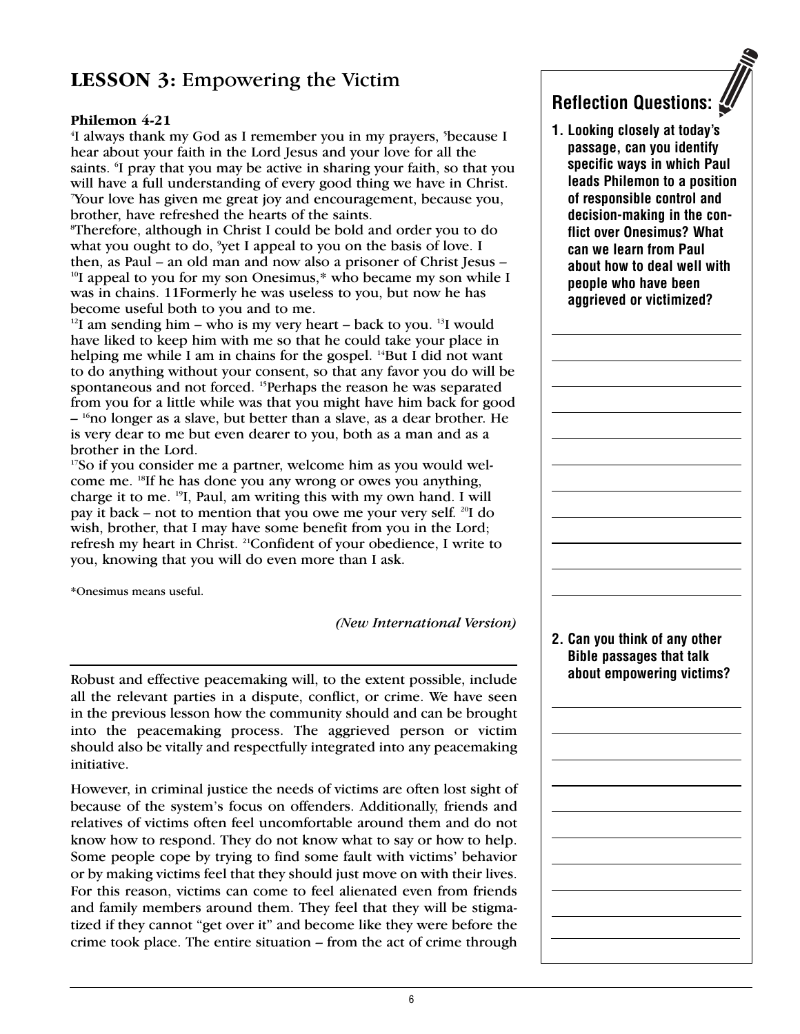## LESSON 3: Empowering the Victim

**Philemon 4-21**

[4]I always thank my God as I remember you in my prayers, [5]because I hear about your faith in the Lord Jesus and your love for all the saints. [6]I pray that you may be active in sharing your faith, so that you will have a full understanding of every good thing we have in Christ. [7]Your love has given me great joy and encouragement, because you, brother, have refreshed the hearts of the saints.
[8]Therefore, although in Christ I could be bold and order you to do what you ought to do, [9]yet I appeal to you on the basis of love. I then, as Paul – an old man and now also a prisoner of Christ Jesus – [10]I appeal to you for my son Onesimus,* who became my son while I was in chains. 11Formerly he was useless to you, but now he has become useful both to you and to me.
[12]I am sending him – who is my very heart – back to you. [13]I would have liked to keep him with me so that he could take your place in helping me while I am in chains for the gospel. [14]But I did not want to do anything without your consent, so that any favor you do will be spontaneous and not forced. [15]Perhaps the reason he was separated from you for a little while was that you might have him back for good – [16]no longer as a slave, but better than a slave, as a dear brother. He is very dear to me but even dearer to you, both as a man and as a brother in the Lord.
[17]So if you consider me a partner, welcome him as you would welcome me. [18]If he has done you any wrong or owes you anything, charge it to me. [19]I, Paul, am writing this with my own hand. I will pay it back – not to mention that you owe me your very self. [20]I do wish, brother, that I may have some benefit from you in the Lord; refresh my heart in Christ. [21]Confident of your obedience, I write to you, knowing that you will do even more than I ask.

*Onesimus means useful.

*(New International Version)*

---

Robust and effective peacemaking will, to the extent possible, include all the relevant parties in a dispute, conflict, or crime. We have seen in the previous lesson how the community should and can be brought into the peacemaking process. The aggrieved person or victim should also be vitally and respectfully integrated into any peacemaking initiative.

However, in criminal justice the needs of victims are often lost sight of because of the system's focus on offenders. Additionally, friends and relatives of victims often feel uncomfortable around them and do not know how to respond. They do not know what to say or how to help. Some people cope by trying to find some fault with victims' behavior or by making victims feel that they should just move on with their lives. For this reason, victims can come to feel alienated even from friends and family members around them. They feel that they will be stigmatized if they cannot "get over it" and become like they were before the crime took place. The entire situation – from the act of crime through

### Reflection Questions:

**1. Looking closely at today's passage, can you identify specific ways in which Paul leads Philemon to a position of responsible control and decision-making in the conflict over Onesimus? What can we learn from Paul about how to deal well with people who have been aggrieved or victimized?**

**2. Can you think of any other Bible passages that talk about empowering victims?**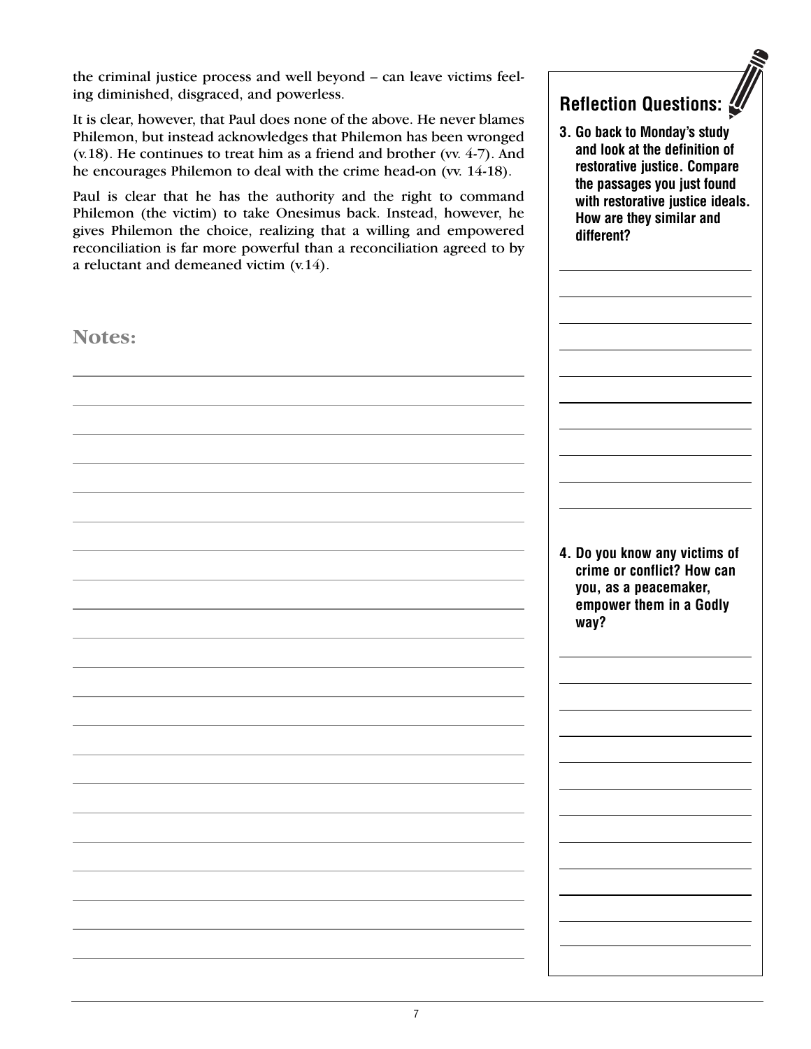the criminal justice process and well beyond – can leave victims feeling diminished, disgraced, and powerless.

It is clear, however, that Paul does none of the above. He never blames Philemon, but instead acknowledges that Philemon has been wronged (v.18). He continues to treat him as a friend and brother (vv. 4-7). And he encourages Philemon to deal with the crime head-on (vv. 14-18).

Paul is clear that he has the authority and the right to command Philemon (the victim) to take Onesimus back. Instead, however, he gives Philemon the choice, realizing that a willing and empowered reconciliation is far more powerful than a reconciliation agreed to by a reluctant and demeaned victim (v.14).

## Notes:

## Reflection Questions:

**3. Go back to Monday's study and look at the definition of restorative justice. Compare the passages you just found with restorative justice ideals. How are they similar and different?**

**4. Do you know any victims of crime or conflict? How can you, as a peacemaker, empower them in a Godly way?**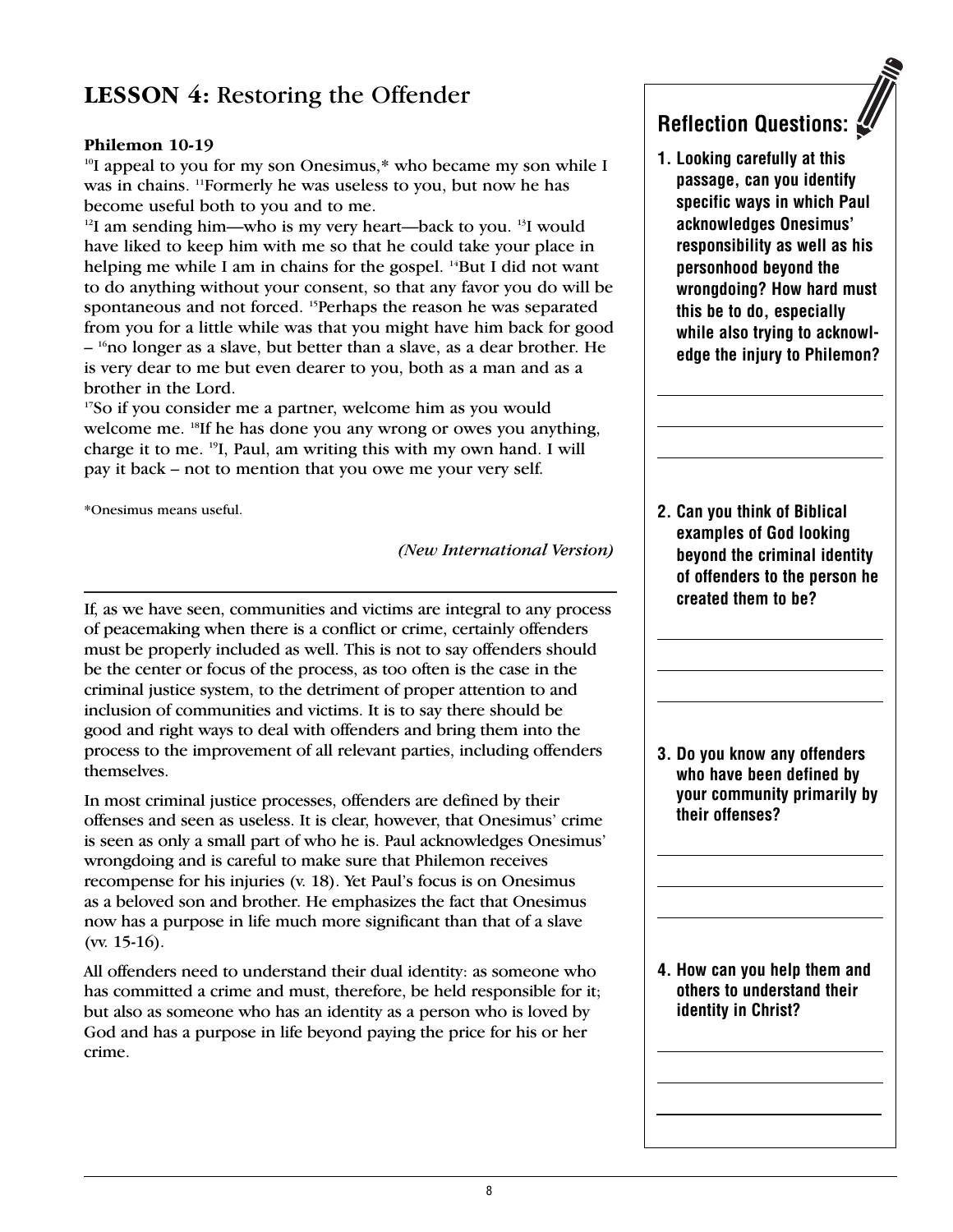## LESSON 4: Restoring the Offender

**Philemon 10-19**

[10]I appeal to you for my son Onesimus,* who became my son while I was in chains. [11]Formerly he was useless to you, but now he has become useful both to you and to me.

[12]I am sending him—who is my very heart—back to you. [13]I would have liked to keep him with me so that he could take your place in helping me while I am in chains for the gospel. [14]But I did not want to do anything without your consent, so that any favor you do will be spontaneous and not forced. [15]Perhaps the reason he was separated from you for a little while was that you might have him back for good – [16]no longer as a slave, but better than a slave, as a dear brother. He is very dear to me but even dearer to you, both as a man and as a brother in the Lord.

[17]So if you consider me a partner, welcome him as you would welcome me. [18]If he has done you any wrong or owes you anything, charge it to me. [19]I, Paul, am writing this with my own hand. I will pay it back – not to mention that you owe me your very self.

*Onesimus means useful.

*(New International Version)*

---

If, as we have seen, communities and victims are integral to any process of peacemaking when there is a conflict or crime, certainly offenders must be properly included as well. This is not to say offenders should be the center or focus of the process, as too often is the case in the criminal justice system, to the detriment of proper attention to and inclusion of communities and victims. It is to say there should be good and right ways to deal with offenders and bring them into the process to the improvement of all relevant parties, including offenders themselves.

In most criminal justice processes, offenders are defined by their offenses and seen as useless. It is clear, however, that Onesimus' crime is seen as only a small part of who he is. Paul acknowledges Onesimus' wrongdoing and is careful to make sure that Philemon receives recompense for his injuries (v. 18). Yet Paul's focus is on Onesimus as a beloved son and brother. He emphasizes the fact that Onesimus now has a purpose in life much more significant than that of a slave (vv. 15-16).

All offenders need to understand their dual identity: as someone who has committed a crime and must, therefore, be held responsible for it; but also as someone who has an identity as a person who is loved by God and has a purpose in life beyond paying the price for his or her crime.

### Reflection Questions:

**1. Looking carefully at this passage, can you identify specific ways in which Paul acknowledges Onesimus' responsibility as well as his personhood beyond the wrongdoing? How hard must this be to do, especially while also trying to acknowledge the injury to Philemon?**

**2. Can you think of Biblical examples of God looking beyond the criminal identity of offenders to the person he created them to be?**

**3. Do you know any offenders who have been defined by your community primarily by their offenses?**

**4. How can you help them and others to understand their identity in Christ?**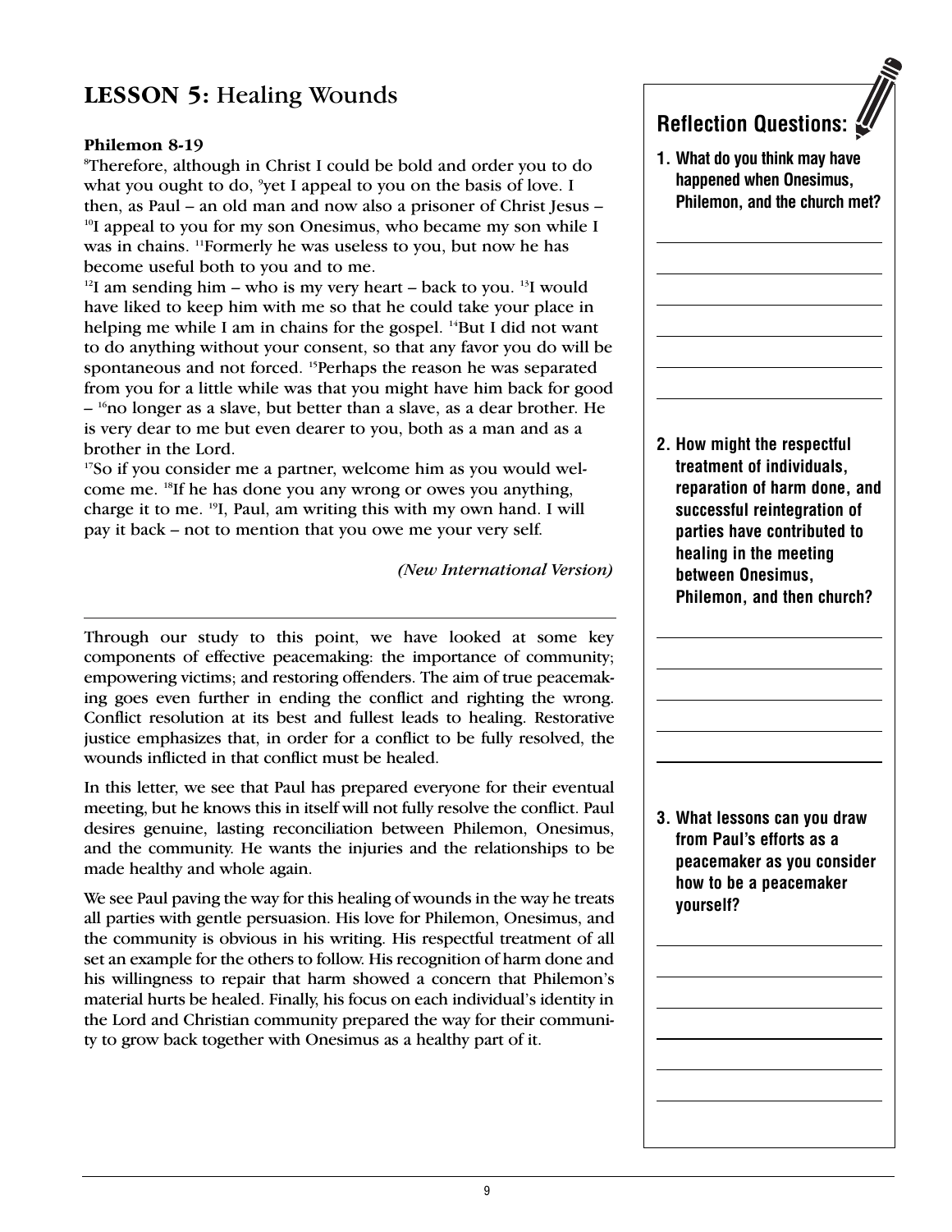## LESSON 5: Healing Wounds

**Philemon 8-19**

[8]Therefore, although in Christ I could be bold and order you to do what you ought to do, [9]yet I appeal to you on the basis of love. I then, as Paul – an old man and now also a prisoner of Christ Jesus – [10]I appeal to you for my son Onesimus, who became my son while I was in chains. [11]Formerly he was useless to you, but now he has become useful both to you and to me.

[12]I am sending him – who is my very heart – back to you. [13]I would have liked to keep him with me so that he could take your place in helping me while I am in chains for the gospel. [14]But I did not want to do anything without your consent, so that any favor you do will be spontaneous and not forced. [15]Perhaps the reason he was separated from you for a little while was that you might have him back for good – [16]no longer as a slave, but better than a slave, as a dear brother. He is very dear to me but even dearer to you, both as a man and as a brother in the Lord.

[17]So if you consider me a partner, welcome him as you would welcome me. [18]If he has done you any wrong or owes you anything, charge it to me. [19]I, Paul, am writing this with my own hand. I will pay it back – not to mention that you owe me your very self.

*(New International Version)*

---

Through our study to this point, we have looked at some key components of effective peacemaking: the importance of community; empowering victims; and restoring offenders. The aim of true peacemaking goes even further in ending the conflict and righting the wrong. Conflict resolution at its best and fullest leads to healing. Restorative justice emphasizes that, in order for a conflict to be fully resolved, the wounds inflicted in that conflict must be healed.

In this letter, we see that Paul has prepared everyone for their eventual meeting, but he knows this in itself will not fully resolve the conflict. Paul desires genuine, lasting reconciliation between Philemon, Onesimus, and the community. He wants the injuries and the relationships to be made healthy and whole again.

We see Paul paving the way for this healing of wounds in the way he treats all parties with gentle persuasion. His love for Philemon, Onesimus, and the community is obvious in his writing. His respectful treatment of all set an example for the others to follow. His recognition of harm done and his willingness to repair that harm showed a concern that Philemon's material hurts be healed. Finally, his focus on each individual's identity in the Lord and Christian community prepared the way for their community to grow back together with Onesimus as a healthy part of it.

### Reflection Questions:

1. **What do you think may have happened when Onesimus, Philemon, and the church met?**

2. **How might the respectful treatment of individuals, reparation of harm done, and successful reintegration of parties have contributed to healing in the meeting between Onesimus, Philemon, and then church?**

3. **What lessons can you draw from Paul's efforts as a peacemaker as you consider how to be a peacemaker yourself?**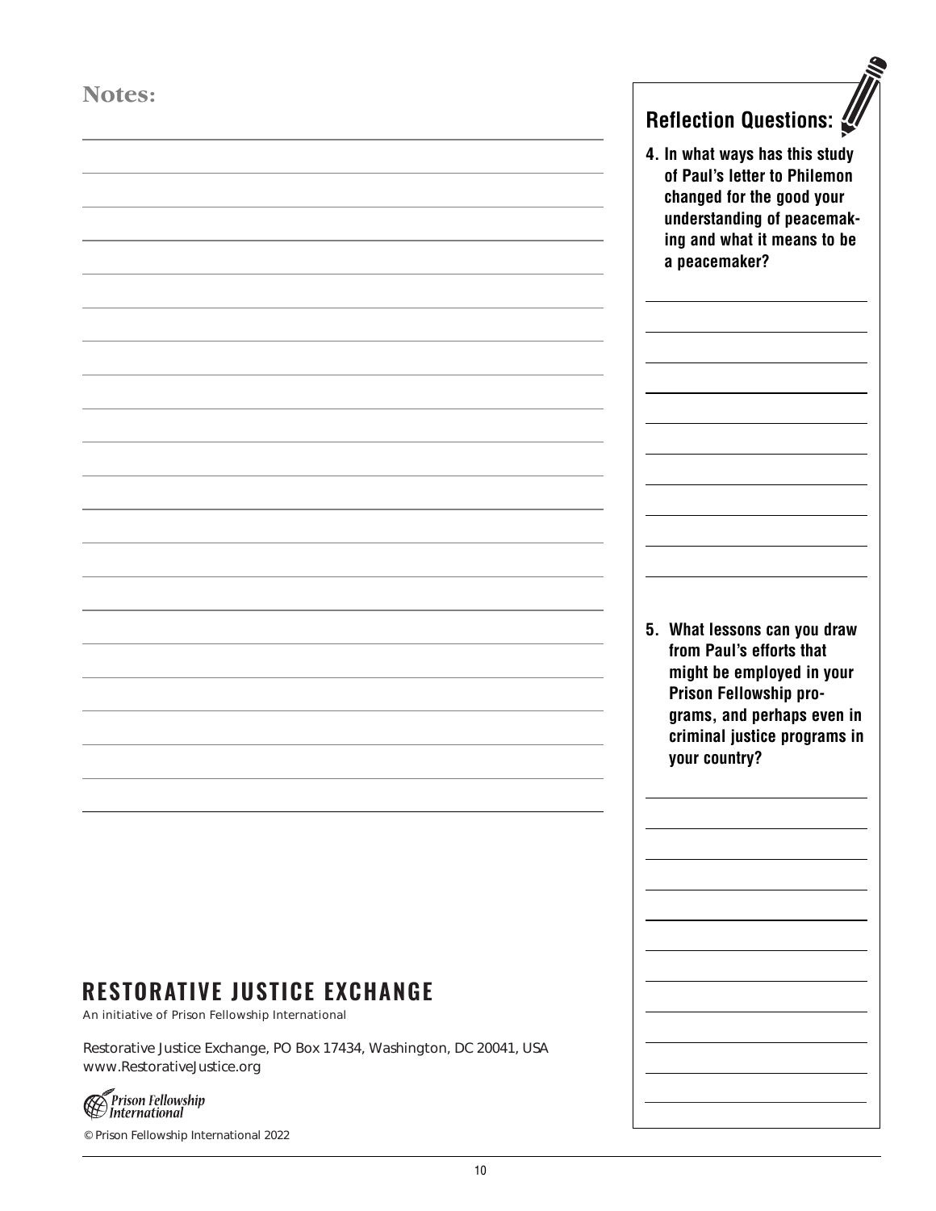## Notes:

## Reflection Questions:

4. In what ways has this study of Paul's letter to Philemon changed for the good your understanding of peacemaking and what it means to be a peacemaker?

5. What lessons can you draw from Paul's efforts that might be employed in your Prison Fellowship programs, and perhaps even in criminal justice programs in your country?

# RESTORATIVE JUSTICE EXCHANGE

An initiative of Prison Fellowship International

Restorative Justice Exchange, PO Box 17434, Washington, DC 20041, USA
www.RestorativeJustice.org

Prison Fellowship International

© Prison Fellowship International 2022